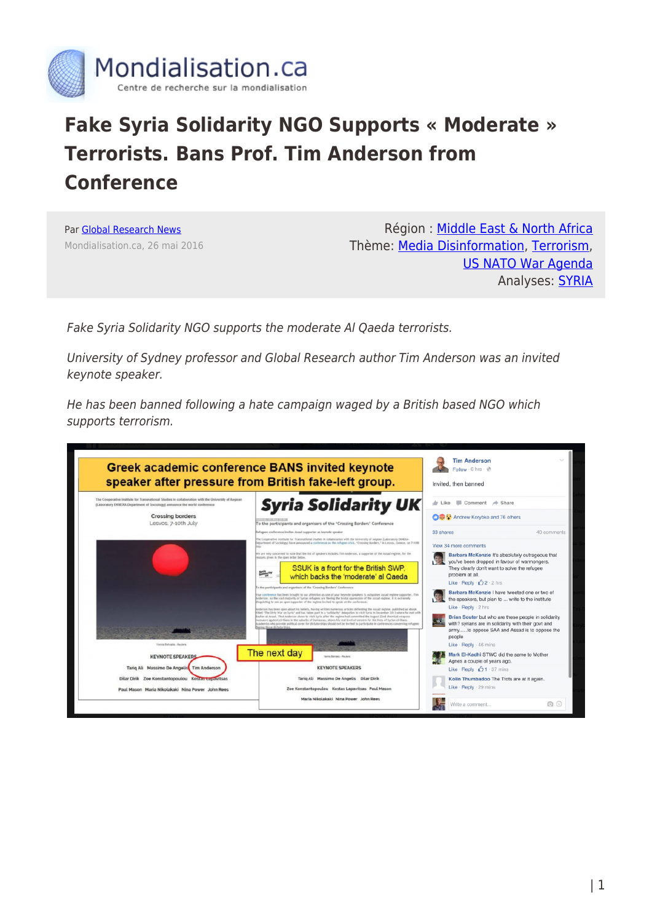# Fake Syria Solidarity NGO Supports « Moderate » Terrorists. Bans Prof. Tim Anderson from Conference

Par Global Research News
Mondialisation.ca, 26 mai 2016

Région : Middle East & North Africa
Thème: Media Disinformation, Terrorism, US NATO War Agenda
Analyses: SYRIA

*Fake Syria Solidarity NGO supports the moderate Al Qaeda terrorists.*

*University of Sydney professor and Global Research author Tim Anderson was an invited keynote speaker.*

*He has been banned following a hate campaign waged by a British based NGO which supports terrorism.*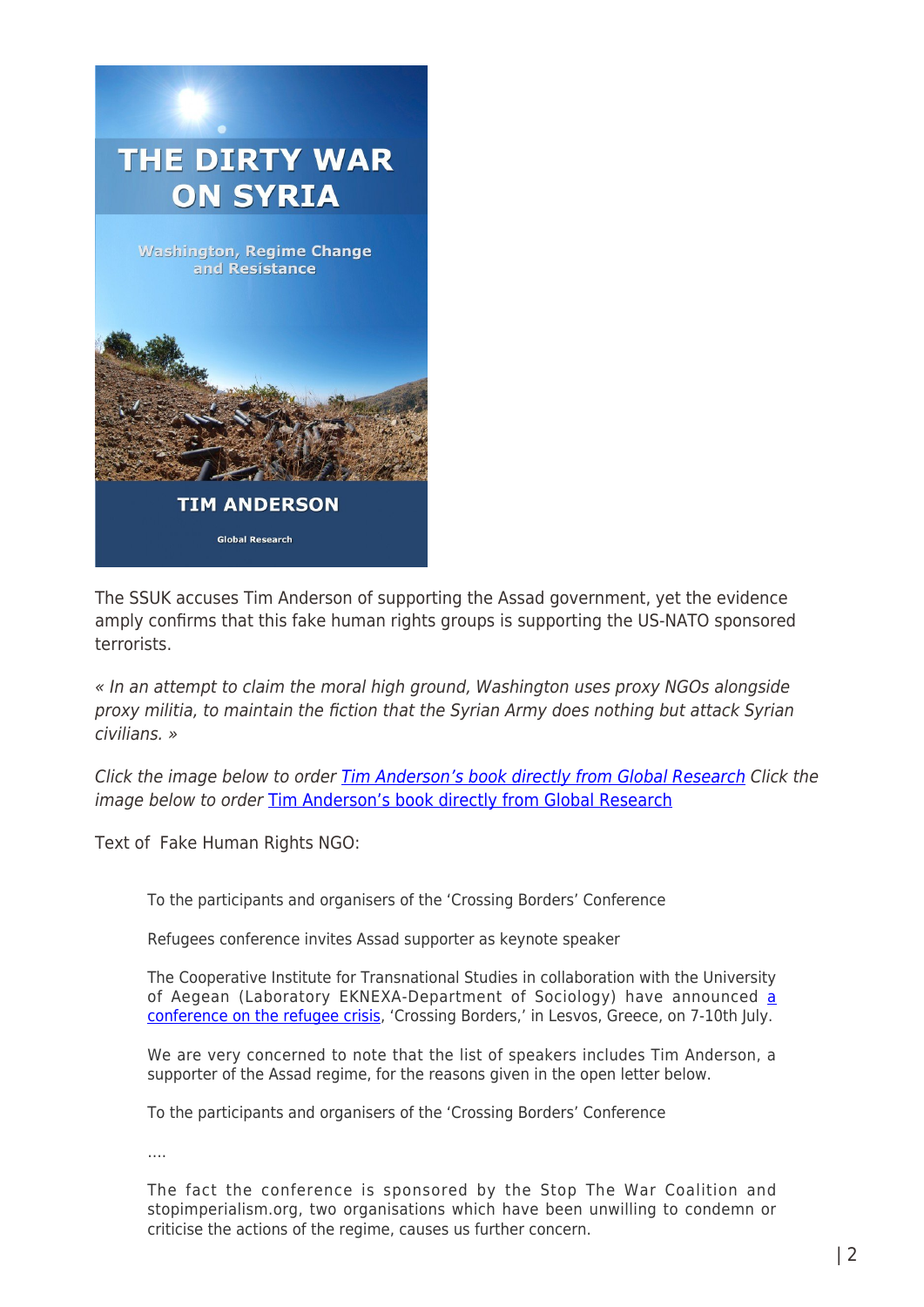The SSUK accuses Tim Anderson of supporting the Assad government, yet the evidence amply confirms that this fake human rights groups is supporting the US-NATO sponsored terrorists.

*« In an attempt to claim the moral high ground, Washington uses proxy NGOs alongside proxy militia, to maintain the fiction that the Syrian Army does nothing but attack Syrian civilians. »*

*Click the image below to order [Tim Anderson's book directly from Global Research](#) Click the image below to order* [Tim Anderson's book directly from Global Research](#)

Text of Fake Human Rights NGO:

> To the participants and organisers of the 'Crossing Borders' Conference
>
> Refugees conference invites Assad supporter as keynote speaker
>
> The Cooperative Institute for Transnational Studies in collaboration with the University of Aegean (Laboratory EKNEXA-Department of Sociology) have announced [a conference on the refugee crisis](#), 'Crossing Borders,' in Lesvos, Greece, on 7-10th July.
>
> We are very concerned to note that the list of speakers includes Tim Anderson, a supporter of the Assad regime, for the reasons given in the open letter below.
>
> To the participants and organisers of the 'Crossing Borders' Conference
>
> ….
>
> The fact the conference is sponsored by the Stop The War Coalition and stopimperialism.org, two organisations which have been unwilling to condemn or criticise the actions of the regime, causes us further concern.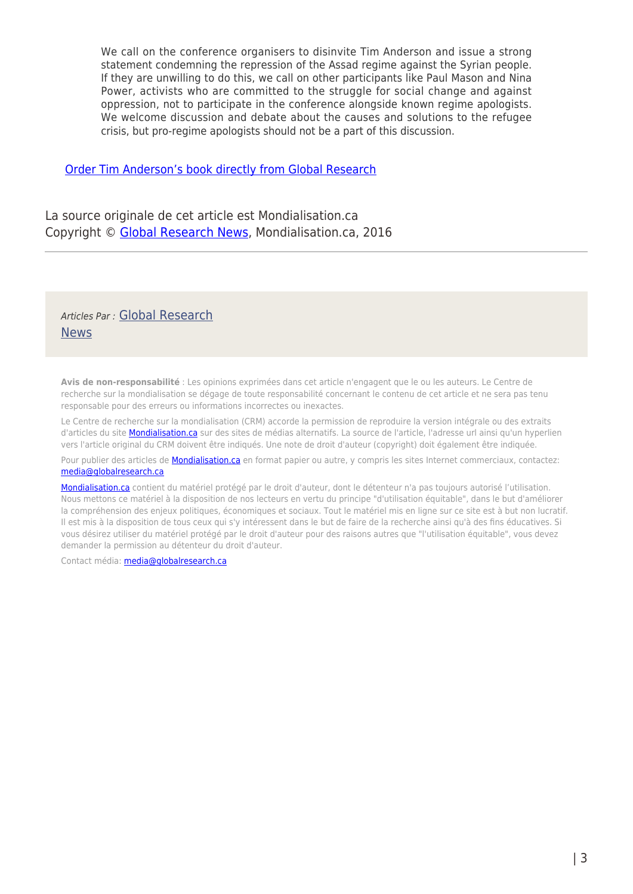> We call on the conference organisers to disinvite Tim Anderson and issue a strong statement condemning the repression of the Assad regime against the Syrian people. If they are unwilling to do this, we call on other participants like Paul Mason and Nina Power, activists who are committed to the struggle for social change and against oppression, not to participate in the conference alongside known regime apologists. We welcome discussion and debate about the causes and solutions to the refugee crisis, but pro-regime apologists should not be a part of this discussion.

[Order Tim Anderson's book directly from Global Research]

La source originale de cet article est Mondialisation.ca
Copyright © Global Research News, Mondialisation.ca, 2016

---

*Articles Par :* Global Research News

**Avis de non-responsabilité** : Les opinions exprimées dans cet article n'engagent que le ou les auteurs. Le Centre de recherche sur la mondialisation se dégage de toute responsabilité concernant le contenu de cet article et ne sera pas tenu responsable pour des erreurs ou informations incorrectes ou inexactes.

Le Centre de recherche sur la mondialisation (CRM) accorde la permission de reproduire la version intégrale ou des extraits d'articles du site Mondialisation.ca sur des sites de médias alternatifs. La source de l'article, l'adresse url ainsi qu'un hyperlien vers l'article original du CRM doivent être indiqués. Une note de droit d'auteur (copyright) doit également être indiquée.

Pour publier des articles de Mondialisation.ca en format papier ou autre, y compris les sites Internet commerciaux, contactez: media@globalresearch.ca

Mondialisation.ca contient du matériel protégé par le droit d'auteur, dont le détenteur n'a pas toujours autorisé l'utilisation. Nous mettons ce matériel à la disposition de nos lecteurs en vertu du principe "d'utilisation équitable", dans le but d'améliorer la compréhension des enjeux politiques, économiques et sociaux. Tout le matériel mis en ligne sur ce site est à but non lucratif. Il est mis à la disposition de tous ceux qui s'y intéressent dans le but de faire de la recherche ainsi qu'à des fins éducatives. Si vous désirez utiliser du matériel protégé par le droit d'auteur pour des raisons autres que "l'utilisation équitable", vous devez demander la permission au détenteur du droit d'auteur.

Contact média: media@globalresearch.ca